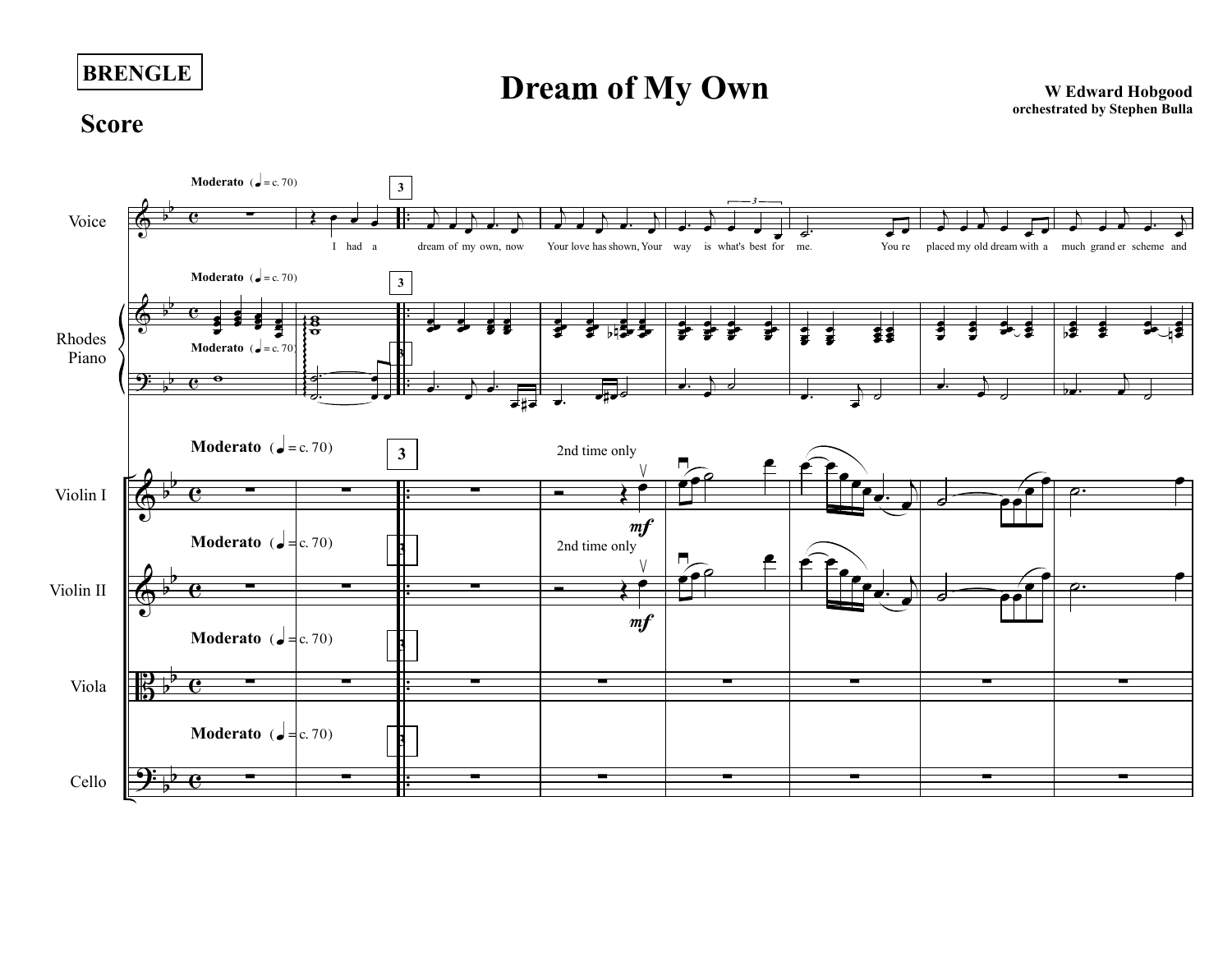BRENGLE

# Dream of My Own

**W Edward Hobgood**
**orchestrated by Stephen Bulla**

## Score

Moderato (♩ = c. 70)

Voice: I had a | dream of my own, now | Your love has shown, Your | way is what's best for | me. You re | placed my old dream with a | much grand er scheme and

Rhodes Piano

Violin I — 2nd time only — *mf*

Violin II — 2nd time only — *mf*

Viola

Cello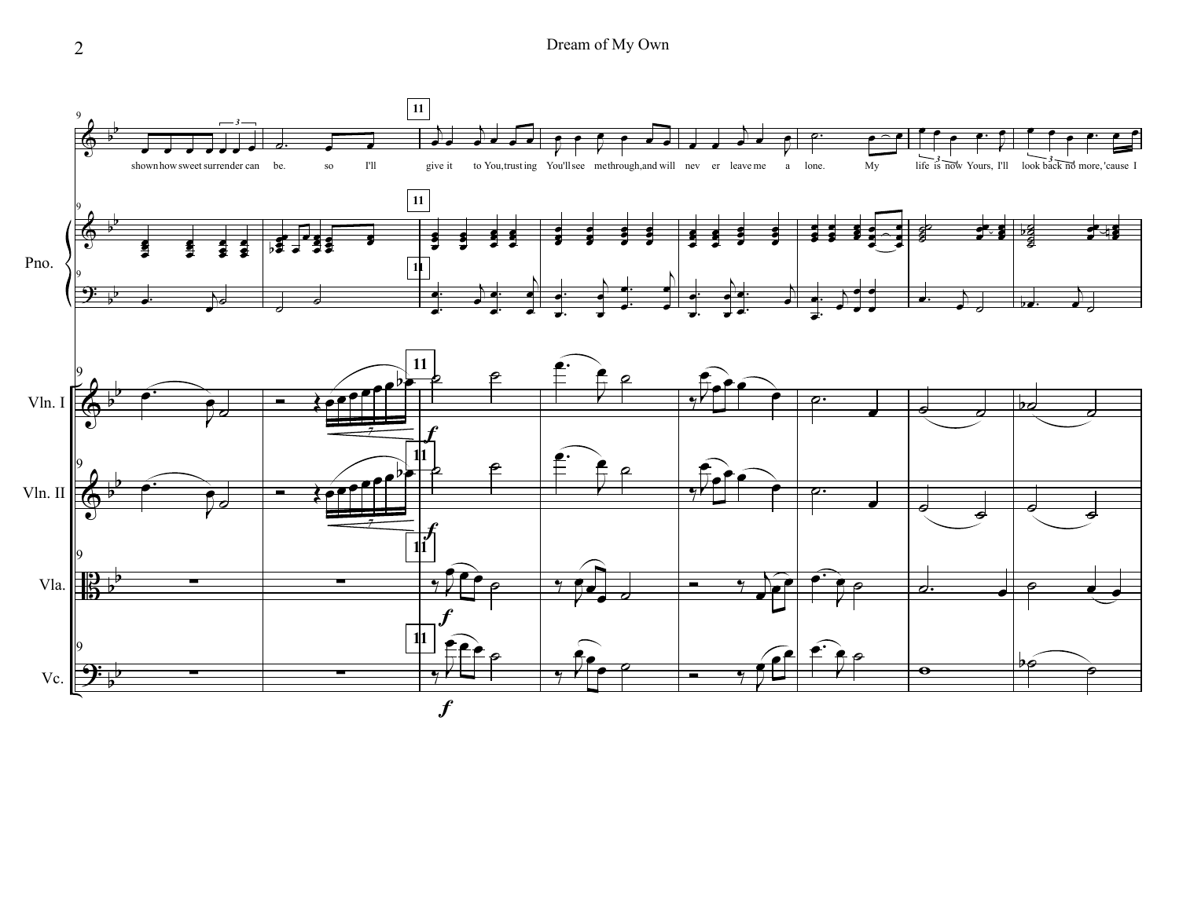shown how sweet surrender can be. so I'll give it to You, trust ing You'll see me through, and will nev er leave me a lone. My life is now Yours, I'll look back no more, 'cause I

Pno.

Vln. I

Vln. II

Vla.

Vc.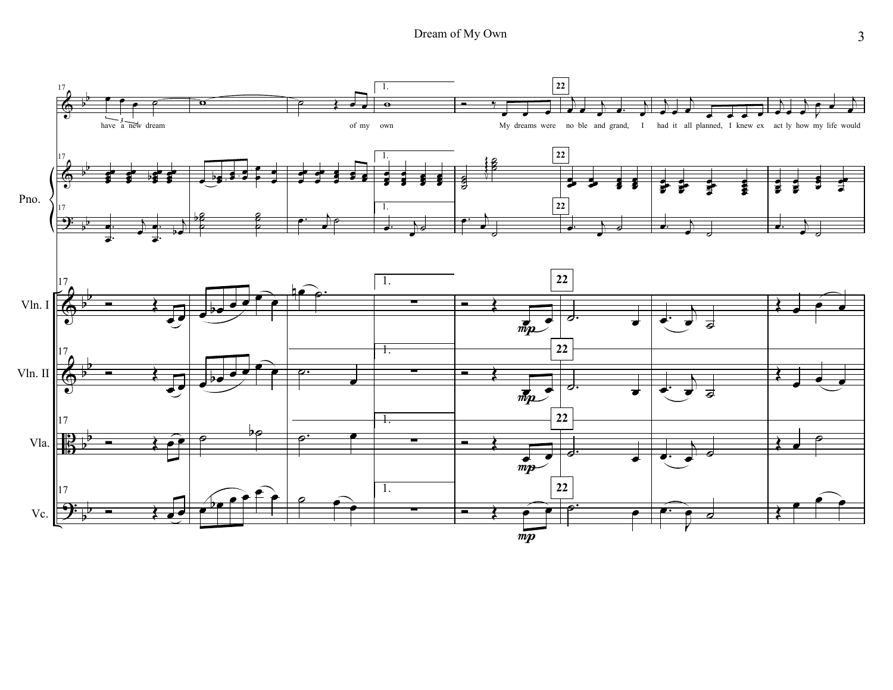have a new dream of my own

My dreams were noble and grand, I had it all planned, I knew exactly how my life would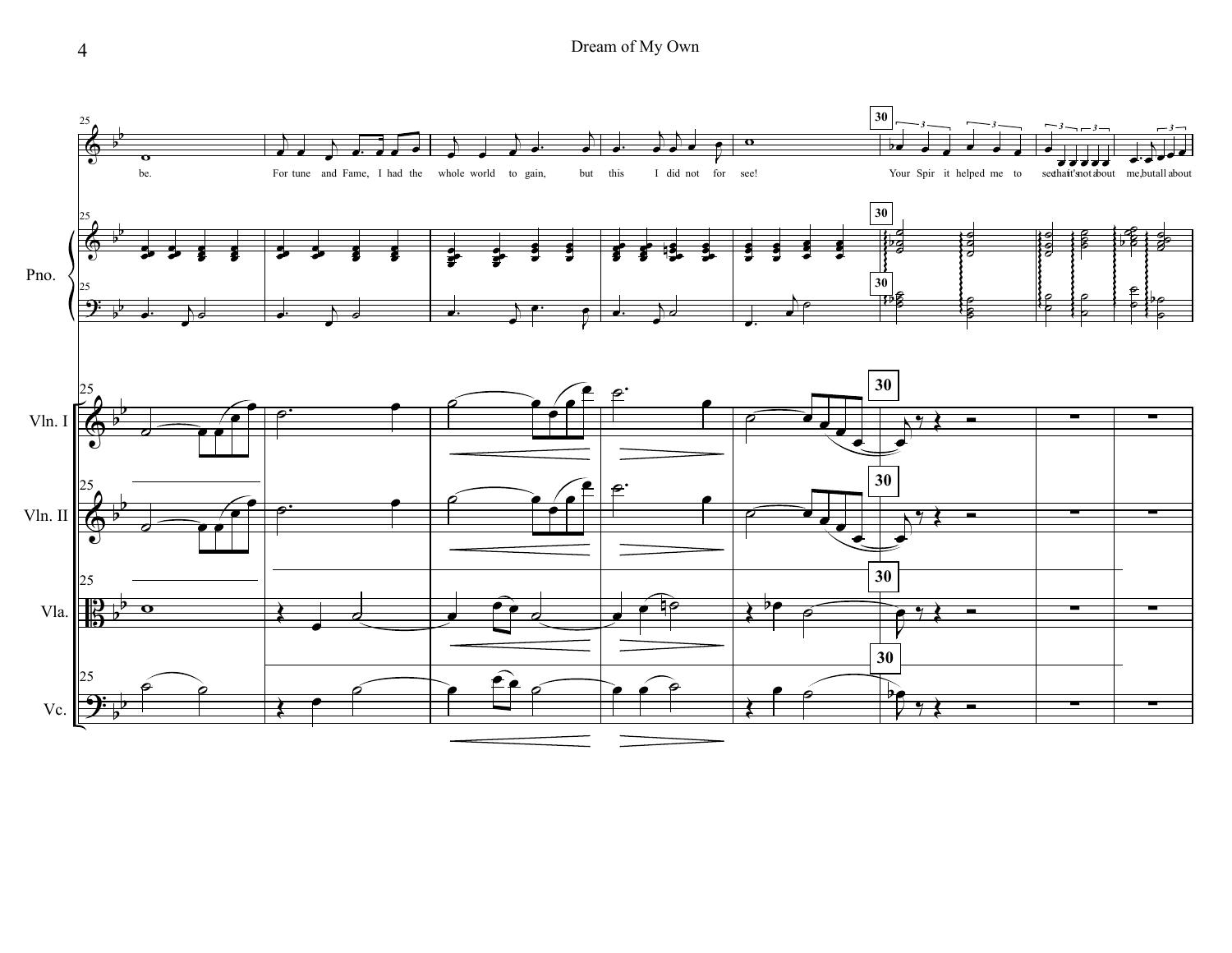be.

For tune and Fame, I had the whole world to gain, but this I did not for see!

Your Spir it helped me to see that it's not about me, but all about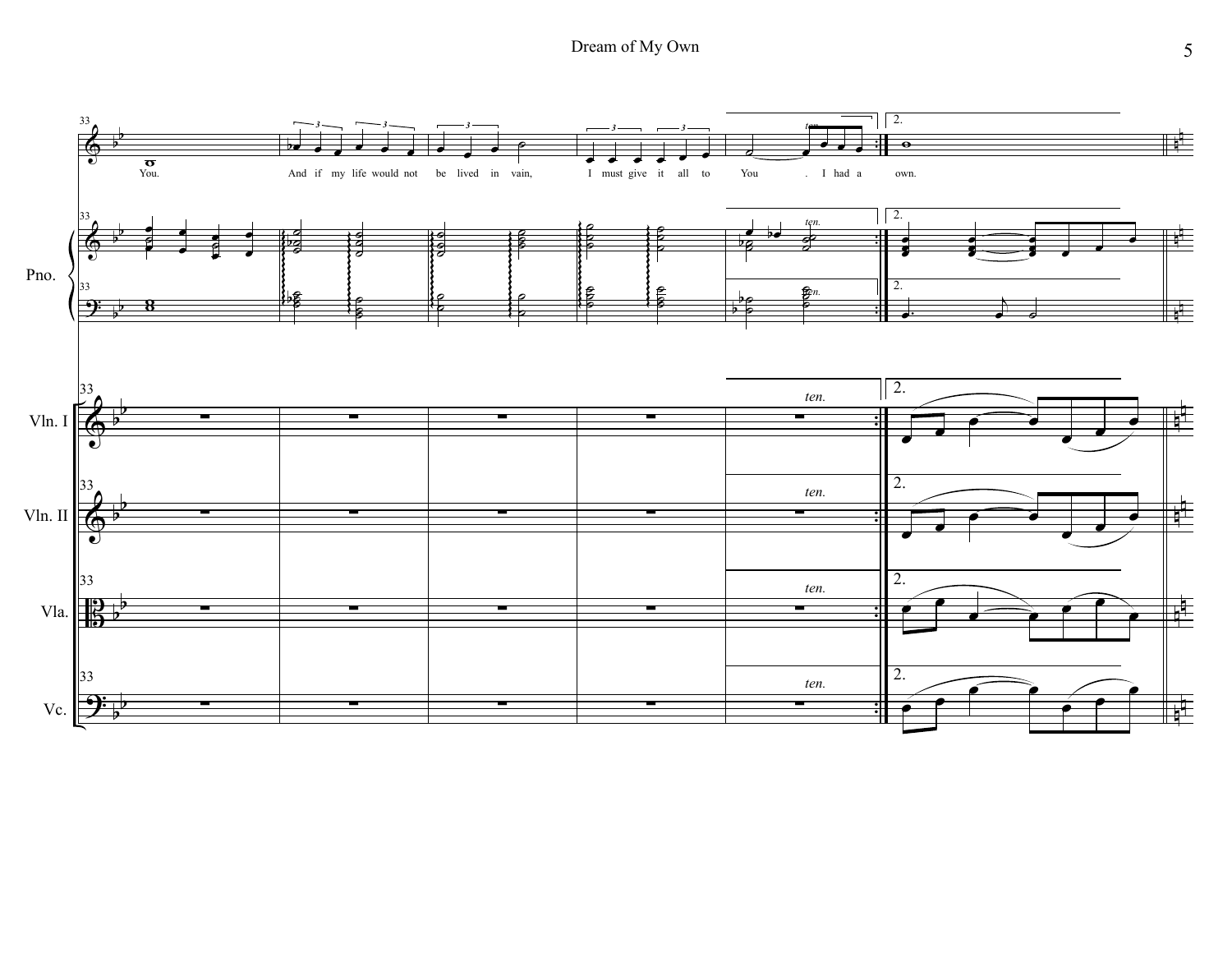You. And if my life would not be lived in vain, I must give it all to You . I had a own.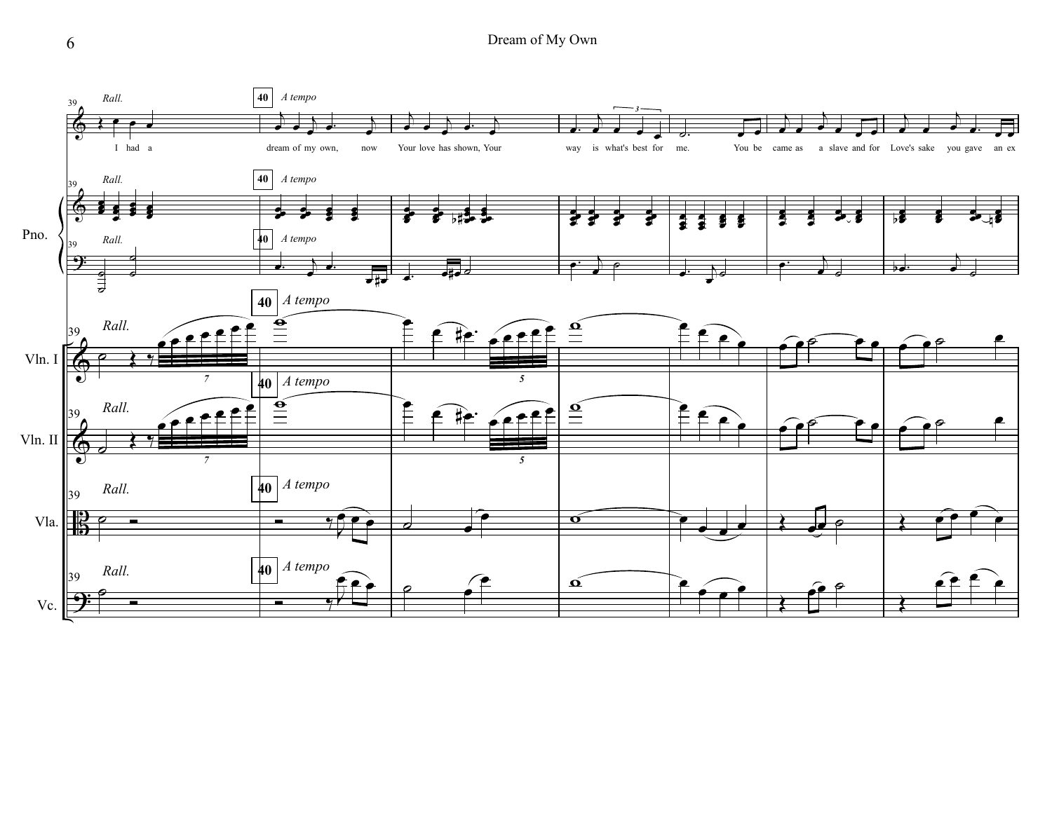39 *Rall.* — **40** *A tempo*

I had a dream of my own, now Your love has shown, Your way is what's best for me. You be came as a slave and for Love's sake you gave an ex

Pno. — Vln. I — Vln. II — Vla. — Vc.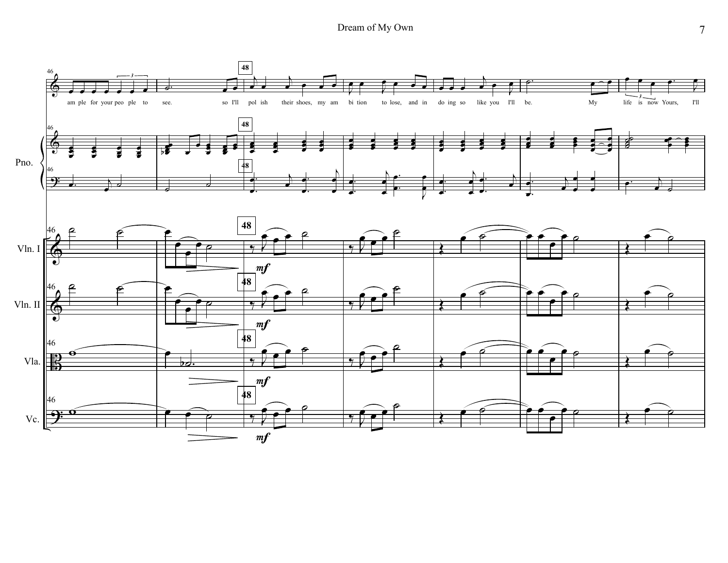ample for your people to see. so I'll polish their shoes, my ambition to lose, and in doing so like you I'll be. My life is now Yours, I'll